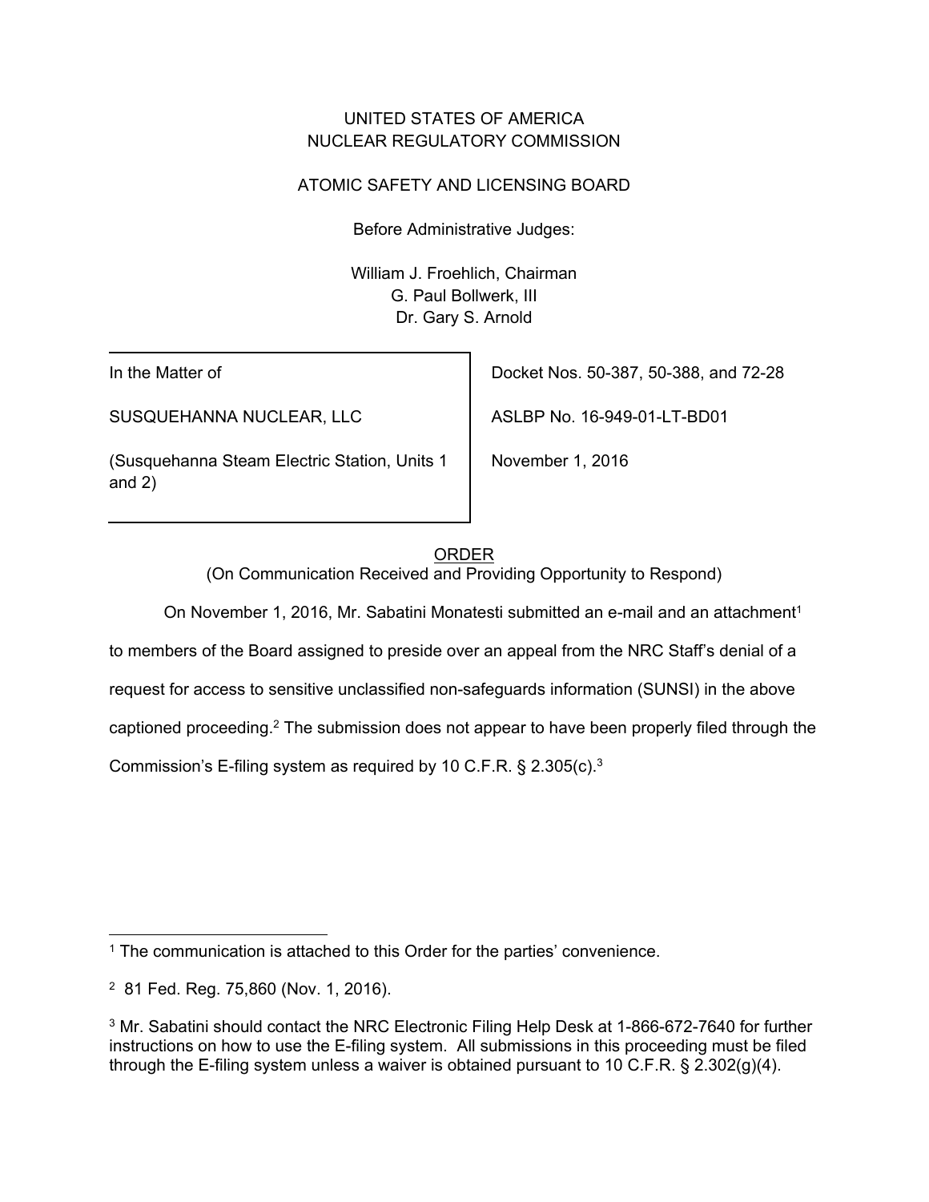UNITED STATES OF AMERICA
NUCLEAR REGULATORY COMMISSION

ATOMIC SAFETY AND LICENSING BOARD

Before Administrative Judges:

William J. Froehlich, Chairman
G. Paul Bollwerk, III
Dr. Gary S. Arnold

| In the Matter of | Docket Nos. 50-387, 50-388, and 72-28 |
|---|---|
| SUSQUEHANNA NUCLEAR, LLC | ASLBP No. 16-949-01-LT-BD01 |
| (Susquehanna Steam Electric Station, Units 1 and 2) | November 1, 2016 |

ORDER
(On Communication Received and Providing Opportunity to Respond)

On November 1, 2016, Mr. Sabatini Monatesti submitted an e-mail and an attachment[1] to members of the Board assigned to preside over an appeal from the NRC Staff's denial of a request for access to sensitive unclassified non-safeguards information (SUNSI) in the above captioned proceeding.[2] The submission does not appear to have been properly filed through the Commission's E-filing system as required by 10 C.F.R. § 2.305(c).[3]

---

[1] The communication is attached to this Order for the parties' convenience.

[2] 81 Fed. Reg. 75,860 (Nov. 1, 2016).

[3] Mr. Sabatini should contact the NRC Electronic Filing Help Desk at 1-866-672-7640 for further instructions on how to use the E-filing system. All submissions in this proceeding must be filed through the E-filing system unless a waiver is obtained pursuant to 10 C.F.R. § 2.302(g)(4).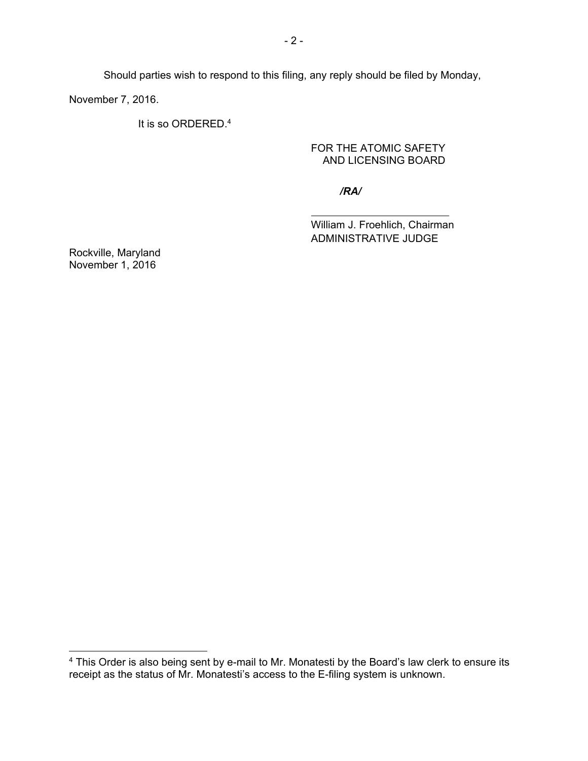Should parties wish to respond to this filing, any reply should be filed by Monday, November 7, 2016.

It is so ORDERED.[4]

FOR THE ATOMIC SAFETY
AND LICENSING BOARD

***/RA/***

William J. Froehlich, Chairman
ADMINISTRATIVE JUDGE

Rockville, Maryland
November 1, 2016

---

[4] This Order is also being sent by e-mail to Mr. Monatesti by the Board's law clerk to ensure its receipt as the status of Mr. Monatesti's access to the E-filing system is unknown.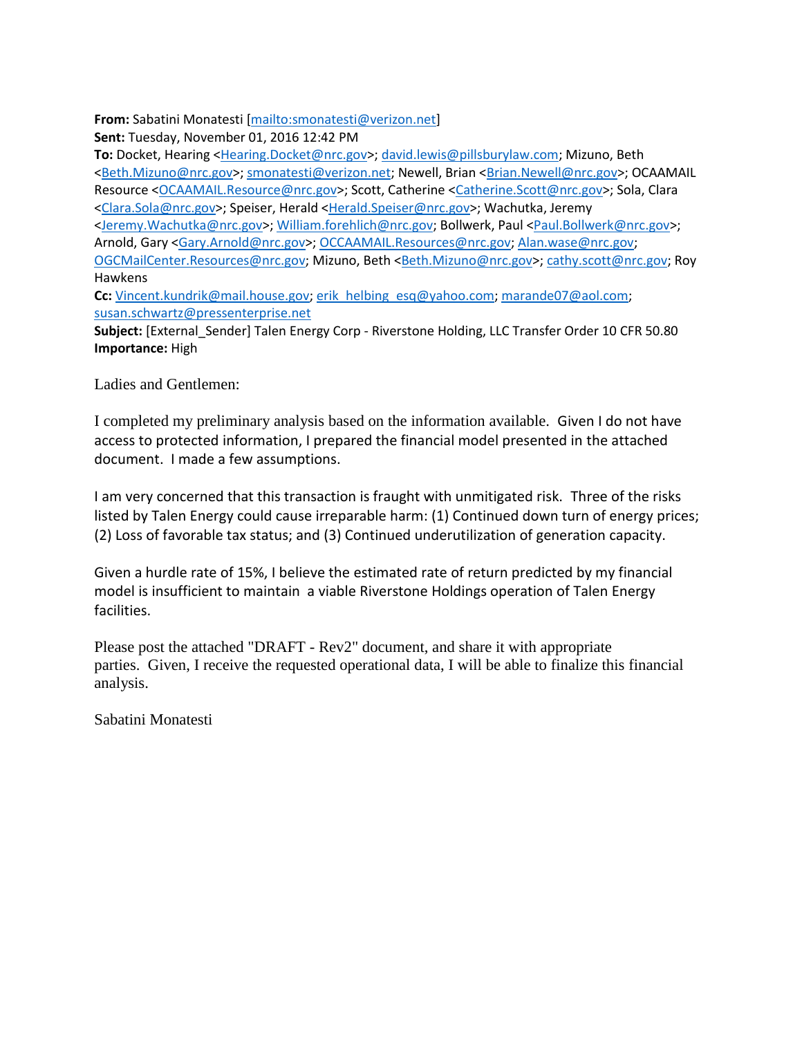**From:** Sabatini Monatesti [mailto:smonatesti@verizon.net]
**Sent:** Tuesday, November 01, 2016 12:42 PM
**To:** Docket, Hearing <Hearing.Docket@nrc.gov>; david.lewis@pillsburylaw.com; Mizuno, Beth <Beth.Mizuno@nrc.gov>; smonatesti@verizon.net; Newell, Brian <Brian.Newell@nrc.gov>; OCAAMAIL Resource <OCAAMAIL.Resource@nrc.gov>; Scott, Catherine <Catherine.Scott@nrc.gov>; Sola, Clara <Clara.Sola@nrc.gov>; Speiser, Herald <Herald.Speiser@nrc.gov>; Wachutka, Jeremy <Jeremy.Wachutka@nrc.gov>; William.forehlich@nrc.gov; Bollwerk, Paul <Paul.Bollwerk@nrc.gov>; Arnold, Gary <Gary.Arnold@nrc.gov>; OCCAAMAIL.Resources@nrc.gov; Alan.wase@nrc.gov; OGCMailCenter.Resources@nrc.gov; Mizuno, Beth <Beth.Mizuno@nrc.gov>; cathy.scott@nrc.gov; Roy Hawkens
**Cc:** Vincent.kundrik@mail.house.gov; erik_helbing_esq@yahoo.com; marande07@aol.com; susan.schwartz@pressenterprise.net
**Subject:** [External_Sender] Talen Energy Corp - Riverstone Holding, LLC Transfer Order 10 CFR 50.80
**Importance:** High

Ladies and Gentlemen:

I completed my preliminary analysis based on the information available. Given I do not have access to protected information, I prepared the financial model presented in the attached document. I made a few assumptions.

I am very concerned that this transaction is fraught with unmitigated risk. Three of the risks listed by Talen Energy could cause irreparable harm: (1) Continued down turn of energy prices; (2) Loss of favorable tax status; and (3) Continued underutilization of generation capacity.

Given a hurdle rate of 15%, I believe the estimated rate of return predicted by my financial model is insufficient to maintain a viable Riverstone Holdings operation of Talen Energy facilities.

Please post the attached "DRAFT - Rev2" document, and share it with appropriate parties. Given, I receive the requested operational data, I will be able to finalize this financial analysis.

Sabatini Monatesti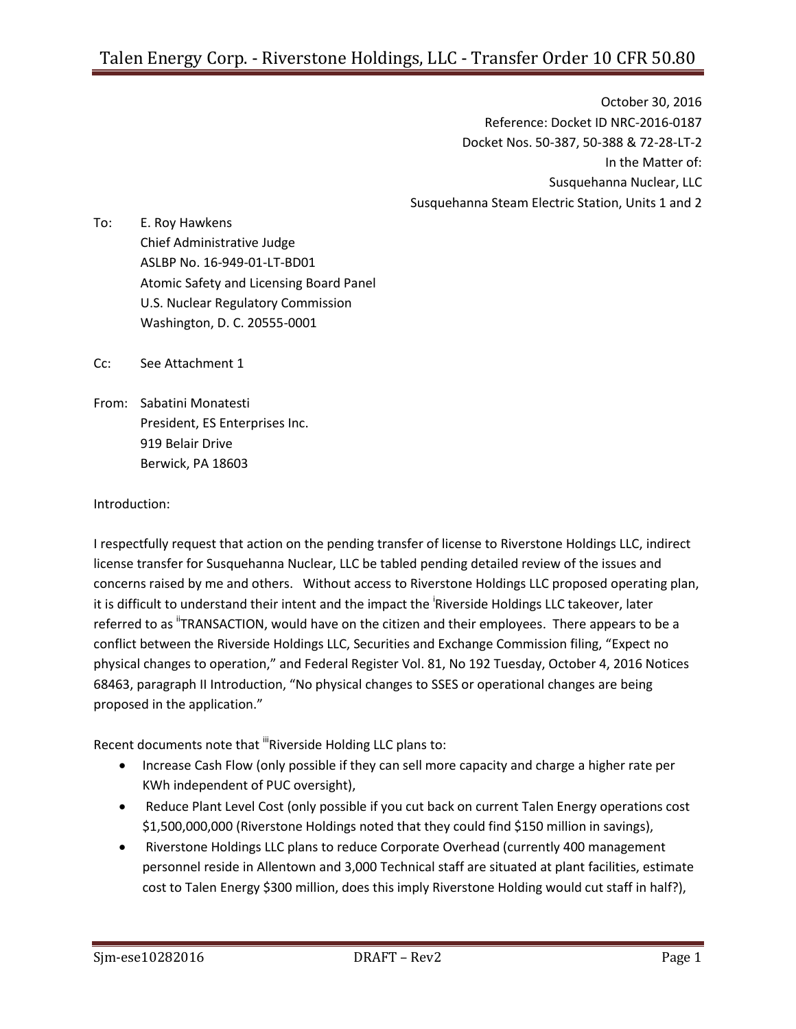October 30, 2016
Reference: Docket ID NRC-2016-0187
Docket Nos. 50-387, 50-388 & 72-28-LT-2
In the Matter of:
Susquehanna Nuclear, LLC
Susquehanna Steam Electric Station, Units 1 and 2

To: E. Roy Hawkens
Chief Administrative Judge
ASLBP No. 16-949-01-LT-BD01
Atomic Safety and Licensing Board Panel
U.S. Nuclear Regulatory Commission
Washington, D. C. 20555-0001

Cc: See Attachment 1

From: Sabatini Monatesti
President, ES Enterprises Inc.
919 Belair Drive
Berwick, PA 18603

Introduction:

I respectfully request that action on the pending transfer of license to Riverstone Holdings LLC, indirect license transfer for Susquehanna Nuclear, LLC be tabled pending detailed review of the issues and concerns raised by me and others. Without access to Riverstone Holdings LLC proposed operating plan, it is difficult to understand their intent and the impact the [i]Riverside Holdings LLC takeover, later referred to as [ii]TRANSACTION, would have on the citizen and their employees. There appears to be a conflict between the Riverside Holdings LLC, Securities and Exchange Commission filing, "Expect no physical changes to operation," and Federal Register Vol. 81, No 192 Tuesday, October 4, 2016 Notices 68463, paragraph II Introduction, "No physical changes to SSES or operational changes are being proposed in the application."

Recent documents note that [iii]Riverside Holding LLC plans to:

- Increase Cash Flow (only possible if they can sell more capacity and charge a higher rate per KWh independent of PUC oversight),
- Reduce Plant Level Cost (only possible if you cut back on current Talen Energy operations cost $1,500,000,000 (Riverstone Holdings noted that they could find $150 million in savings),
- Riverstone Holdings LLC plans to reduce Corporate Overhead (currently 400 management personnel reside in Allentown and 3,000 Technical staff are situated at plant facilities, estimate cost to Talen Energy $300 million, does this imply Riverstone Holding would cut staff in half?),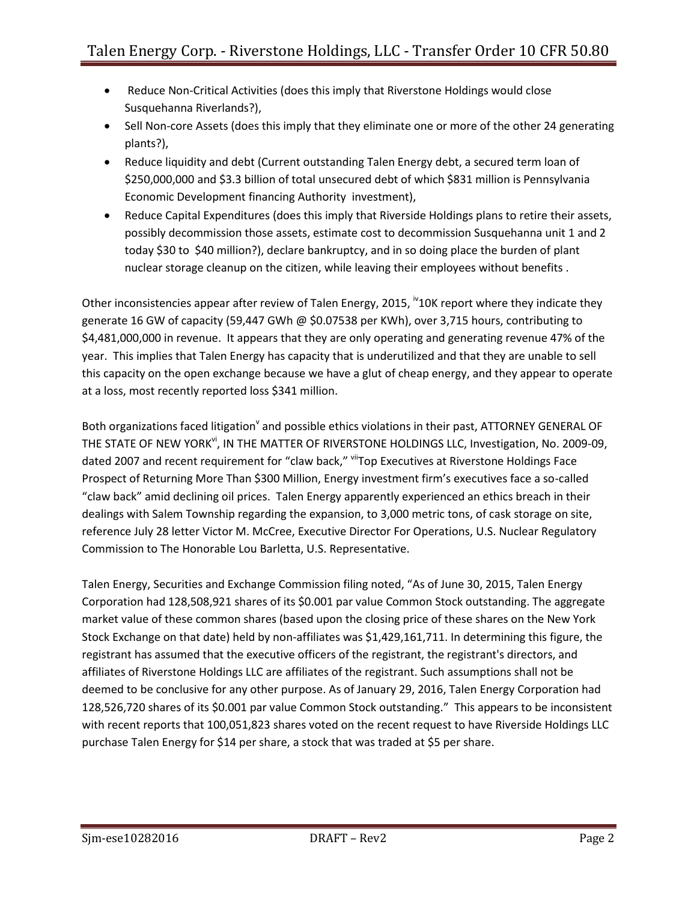- Reduce Non-Critical Activities (does this imply that Riverstone Holdings would close Susquehanna Riverlands?),
- Sell Non-core Assets (does this imply that they eliminate one or more of the other 24 generating plants?),
- Reduce liquidity and debt (Current outstanding Talen Energy debt, a secured term loan of $250,000,000 and $3.3 billion of total unsecured debt of which $831 million is Pennsylvania Economic Development financing Authority investment),
- Reduce Capital Expenditures (does this imply that Riverside Holdings plans to retire their assets, possibly decommission those assets, estimate cost to decommission Susquehanna unit 1 and 2 today $30 to $40 million?), declare bankruptcy, and in so doing place the burden of plant nuclear storage cleanup on the citizen, while leaving their employees without benefits .

Other inconsistencies appear after review of Talen Energy, 2015, [iv]10K report where they indicate they generate 16 GW of capacity (59,447 GWh @ $0.07538 per KWh), over 3,715 hours, contributing to $4,481,000,000 in revenue. It appears that they are only operating and generating revenue 47% of the year. This implies that Talen Energy has capacity that is underutilized and that they are unable to sell this capacity on the open exchange because we have a glut of cheap energy, and they appear to operate at a loss, most recently reported loss $341 million.

Both organizations faced litigation[v] and possible ethics violations in their past, ATTORNEY GENERAL OF THE STATE OF NEW YORK[vi], IN THE MATTER OF RIVERSTONE HOLDINGS LLC, Investigation, No. 2009-09, dated 2007 and recent requirement for "claw back," [vii]Top Executives at Riverstone Holdings Face Prospect of Returning More Than $300 Million, Energy investment firm's executives face a so-called "claw back" amid declining oil prices. Talen Energy apparently experienced an ethics breach in their dealings with Salem Township regarding the expansion, to 3,000 metric tons, of cask storage on site, reference July 28 letter Victor M. McCree, Executive Director For Operations, U.S. Nuclear Regulatory Commission to The Honorable Lou Barletta, U.S. Representative.

Talen Energy, Securities and Exchange Commission filing noted, "As of June 30, 2015, Talen Energy Corporation had 128,508,921 shares of its $0.001 par value Common Stock outstanding. The aggregate market value of these common shares (based upon the closing price of these shares on the New York Stock Exchange on that date) held by non-affiliates was $1,429,161,711. In determining this figure, the registrant has assumed that the executive officers of the registrant, the registrant's directors, and affiliates of Riverstone Holdings LLC are affiliates of the registrant. Such assumptions shall not be deemed to be conclusive for any other purpose. As of January 29, 2016, Talen Energy Corporation had 128,526,720 shares of its $0.001 par value Common Stock outstanding." This appears to be inconsistent with recent reports that 100,051,823 shares voted on the recent request to have Riverside Holdings LLC purchase Talen Energy for $14 per share, a stock that was traded at $5 per share.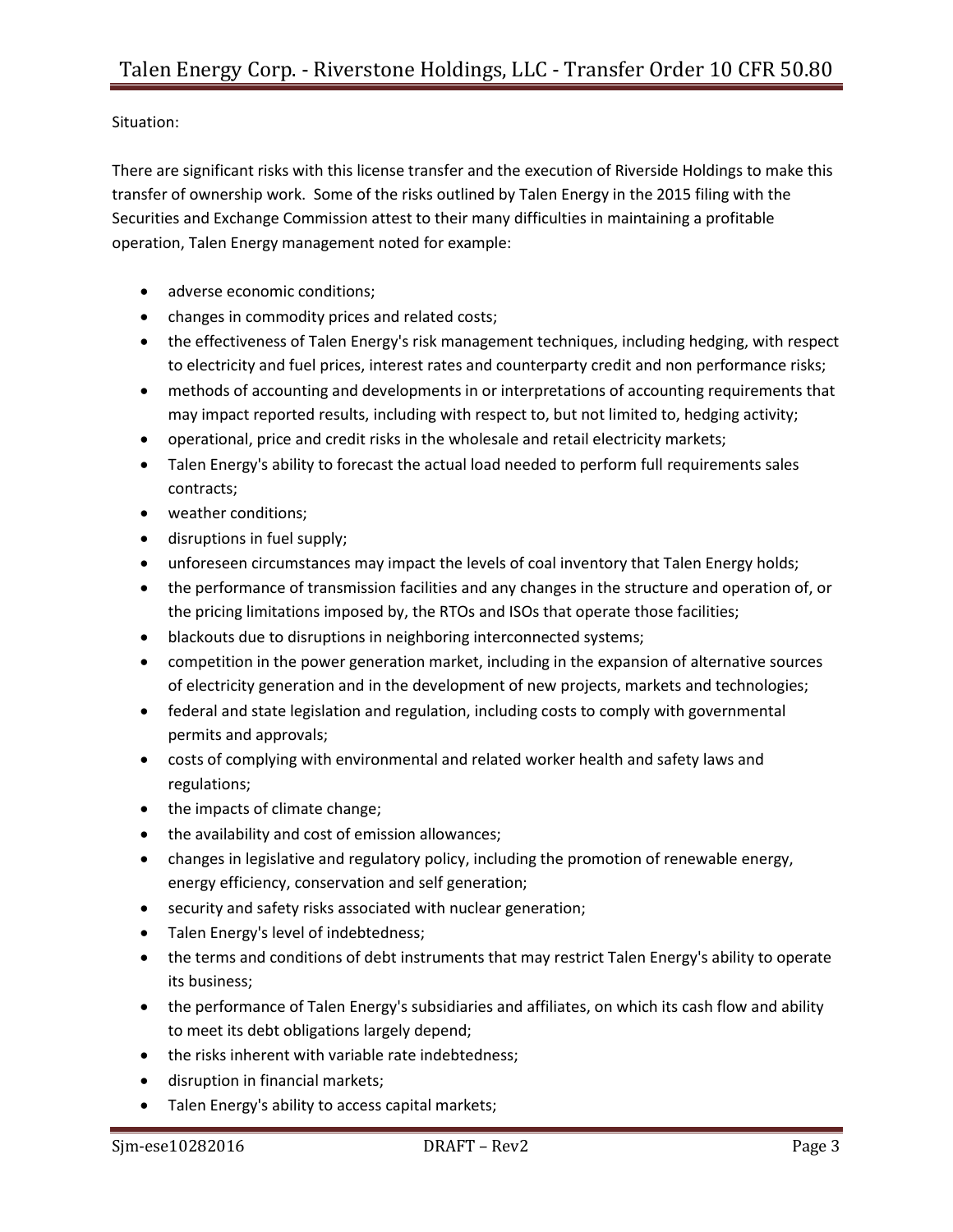Situation:

There are significant risks with this license transfer and the execution of Riverside Holdings to make this transfer of ownership work. Some of the risks outlined by Talen Energy in the 2015 filing with the Securities and Exchange Commission attest to their many difficulties in maintaining a profitable operation, Talen Energy management noted for example:

- adverse economic conditions;
- changes in commodity prices and related costs;
- the effectiveness of Talen Energy's risk management techniques, including hedging, with respect to electricity and fuel prices, interest rates and counterparty credit and non performance risks;
- methods of accounting and developments in or interpretations of accounting requirements that may impact reported results, including with respect to, but not limited to, hedging activity;
- operational, price and credit risks in the wholesale and retail electricity markets;
- Talen Energy's ability to forecast the actual load needed to perform full requirements sales contracts;
- weather conditions;
- disruptions in fuel supply;
- unforeseen circumstances may impact the levels of coal inventory that Talen Energy holds;
- the performance of transmission facilities and any changes in the structure and operation of, or the pricing limitations imposed by, the RTOs and ISOs that operate those facilities;
- blackouts due to disruptions in neighboring interconnected systems;
- competition in the power generation market, including in the expansion of alternative sources of electricity generation and in the development of new projects, markets and technologies;
- federal and state legislation and regulation, including costs to comply with governmental permits and approvals;
- costs of complying with environmental and related worker health and safety laws and regulations;
- the impacts of climate change;
- the availability and cost of emission allowances;
- changes in legislative and regulatory policy, including the promotion of renewable energy, energy efficiency, conservation and self generation;
- security and safety risks associated with nuclear generation;
- Talen Energy's level of indebtedness;
- the terms and conditions of debt instruments that may restrict Talen Energy's ability to operate its business;
- the performance of Talen Energy's subsidiaries and affiliates, on which its cash flow and ability to meet its debt obligations largely depend;
- the risks inherent with variable rate indebtedness;
- disruption in financial markets;
- Talen Energy's ability to access capital markets;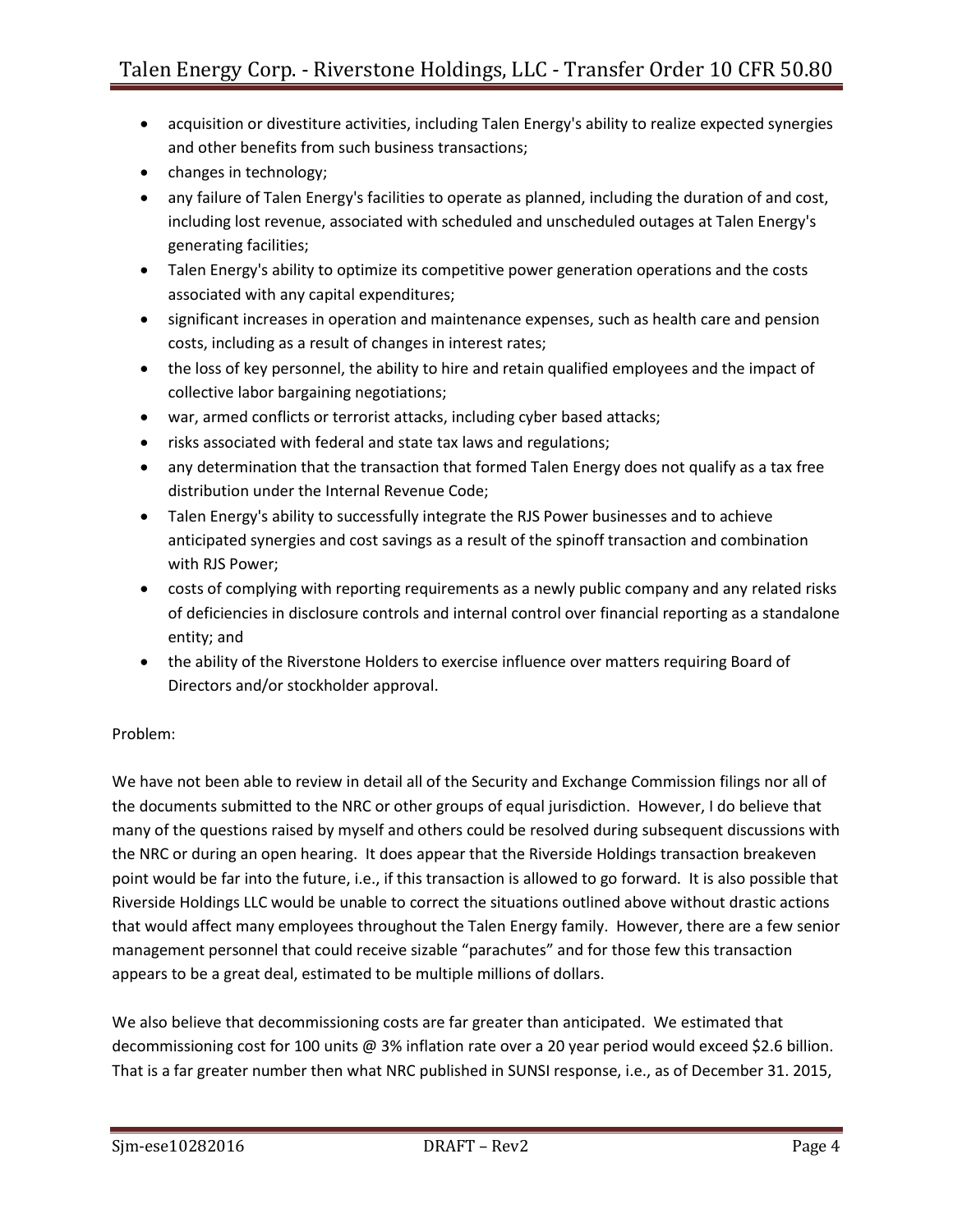- acquisition or divestiture activities, including Talen Energy's ability to realize expected synergies and other benefits from such business transactions;
- changes in technology;
- any failure of Talen Energy's facilities to operate as planned, including the duration of and cost, including lost revenue, associated with scheduled and unscheduled outages at Talen Energy's generating facilities;
- Talen Energy's ability to optimize its competitive power generation operations and the costs associated with any capital expenditures;
- significant increases in operation and maintenance expenses, such as health care and pension costs, including as a result of changes in interest rates;
- the loss of key personnel, the ability to hire and retain qualified employees and the impact of collective labor bargaining negotiations;
- war, armed conflicts or terrorist attacks, including cyber based attacks;
- risks associated with federal and state tax laws and regulations;
- any determination that the transaction that formed Talen Energy does not qualify as a tax free distribution under the Internal Revenue Code;
- Talen Energy's ability to successfully integrate the RJS Power businesses and to achieve anticipated synergies and cost savings as a result of the spinoff transaction and combination with RJS Power;
- costs of complying with reporting requirements as a newly public company and any related risks of deficiencies in disclosure controls and internal control over financial reporting as a standalone entity; and
- the ability of the Riverstone Holders to exercise influence over matters requiring Board of Directors and/or stockholder approval.

Problem:

We have not been able to review in detail all of the Security and Exchange Commission filings nor all of the documents submitted to the NRC or other groups of equal jurisdiction. However, I do believe that many of the questions raised by myself and others could be resolved during subsequent discussions with the NRC or during an open hearing. It does appear that the Riverside Holdings transaction breakeven point would be far into the future, i.e., if this transaction is allowed to go forward. It is also possible that Riverside Holdings LLC would be unable to correct the situations outlined above without drastic actions that would affect many employees throughout the Talen Energy family. However, there are a few senior management personnel that could receive sizable "parachutes" and for those few this transaction appears to be a great deal, estimated to be multiple millions of dollars.

We also believe that decommissioning costs are far greater than anticipated. We estimated that decommissioning cost for 100 units @ 3% inflation rate over a 20 year period would exceed $2.6 billion. That is a far greater number then what NRC published in SUNSI response, i.e., as of December 31. 2015,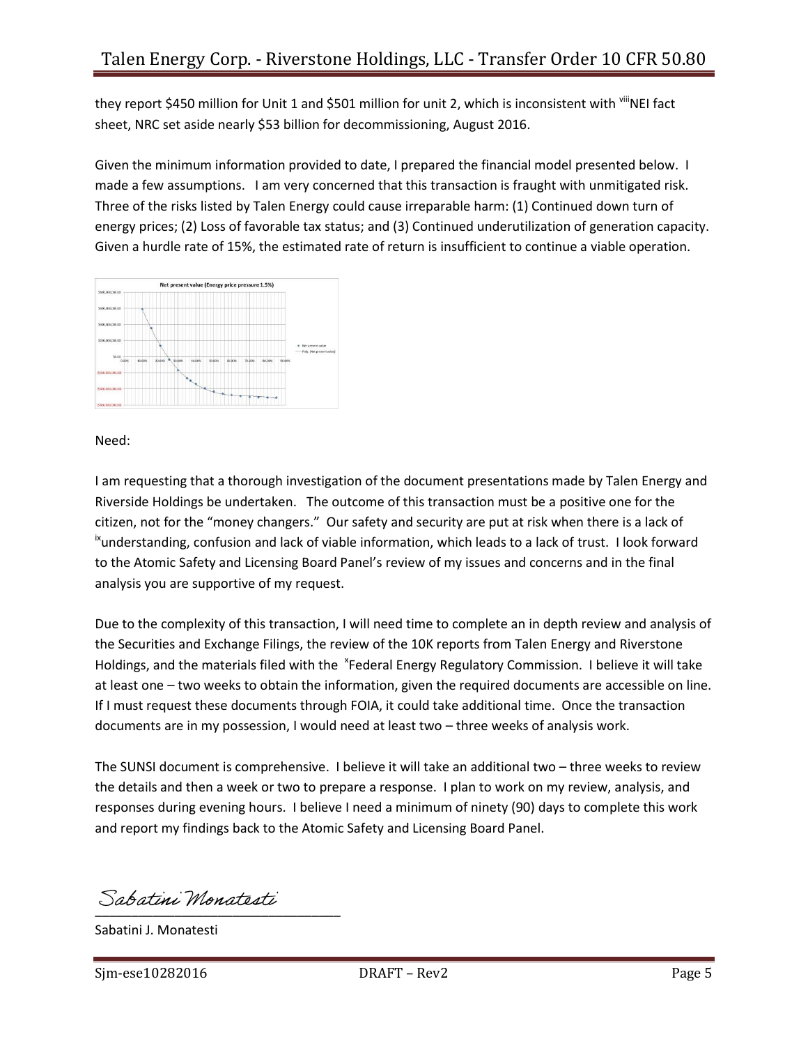they report $450 million for Unit 1 and $501 million for unit 2, which is inconsistent with [viii]NEI fact sheet, NRC set aside nearly $53 billion for decommissioning, August 2016.

Given the minimum information provided to date, I prepared the financial model presented below. I made a few assumptions. I am very concerned that this transaction is fraught with unmitigated risk. Three of the risks listed by Talen Energy could cause irreparable harm: (1) Continued down turn of energy prices; (2) Loss of favorable tax status; and (3) Continued underutilization of generation capacity. Given a hurdle rate of 15%, the estimated rate of return is insufficient to continue a viable operation.

Net present value (Energy price pressure 1.5%)

Need:

I am requesting that a thorough investigation of the document presentations made by Talen Energy and Riverside Holdings be undertaken. The outcome of this transaction must be a positive one for the citizen, not for the "money changers." Our safety and security are put at risk when there is a lack of [ix]understanding, confusion and lack of viable information, which leads to a lack of trust. I look forward to the Atomic Safety and Licensing Board Panel's review of my issues and concerns and in the final analysis you are supportive of my request.

Due to the complexity of this transaction, I will need time to complete an in depth review and analysis of the Securities and Exchange Filings, the review of the 10K reports from Talen Energy and Riverstone Holdings, and the materials filed with the [x]Federal Energy Regulatory Commission. I believe it will take at least one – two weeks to obtain the information, given the required documents are accessible on line. If I must request these documents through FOIA, it could take additional time. Once the transaction documents are in my possession, I would need at least two – three weeks of analysis work.

The SUNSI document is comprehensive. I believe it will take an additional two – three weeks to review the details and then a week or two to prepare a response. I plan to work on my review, analysis, and responses during evening hours. I believe I need a minimum of ninety (90) days to complete this work and report my findings back to the Atomic Safety and Licensing Board Panel.

*Sabatini Monatesti*

Sabatini J. Monatesti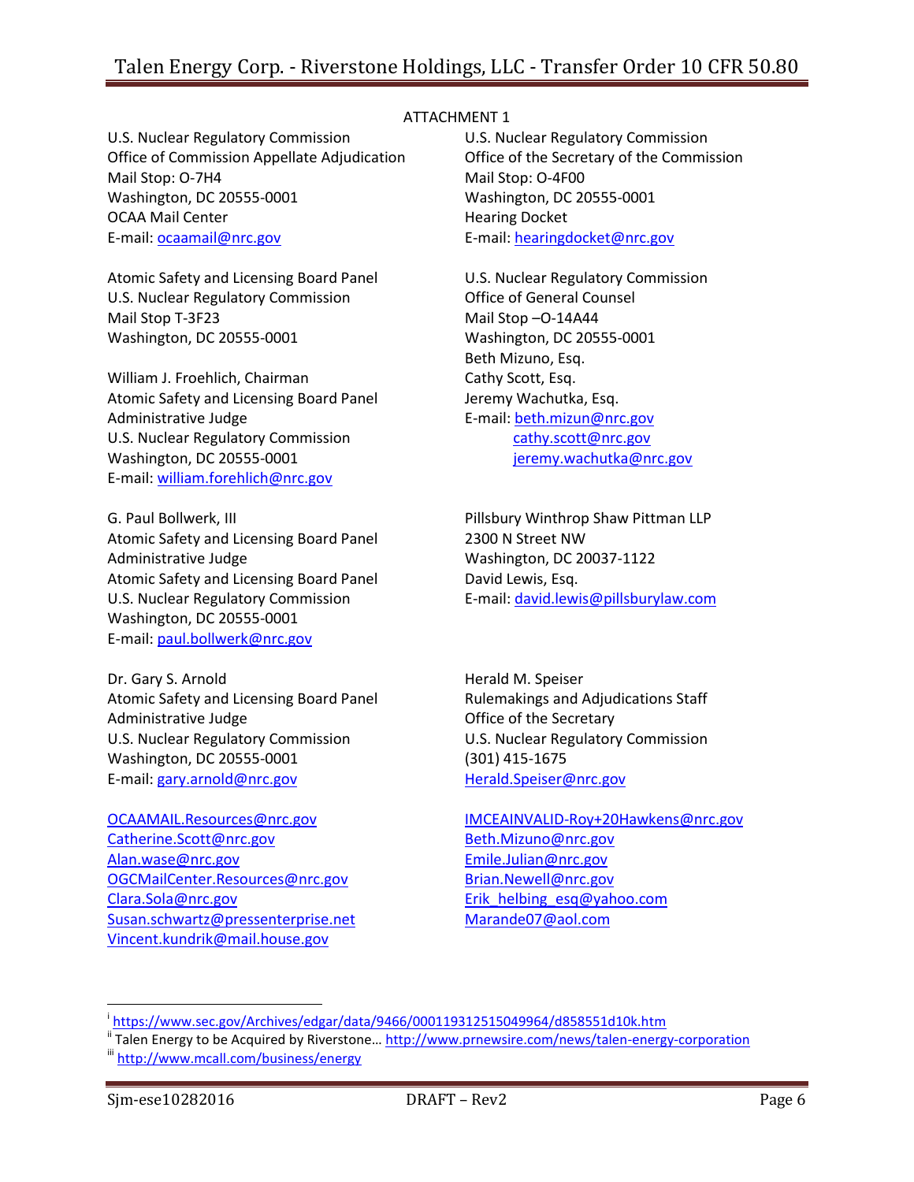ATTACHMENT 1

U.S. Nuclear Regulatory Commission
Office of Commission Appellate Adjudication
Mail Stop: O-7H4
Washington, DC 20555-0001
OCAA Mail Center
E-mail: ocaamail@nrc.gov

Atomic Safety and Licensing Board Panel
U.S. Nuclear Regulatory Commission
Mail Stop T-3F23
Washington, DC 20555-0001

William J. Froehlich, Chairman
Atomic Safety and Licensing Board Panel
Administrative Judge
U.S. Nuclear Regulatory Commission
Washington, DC 20555-0001
E-mail: william.forehlich@nrc.gov

G. Paul Bollwerk, III
Atomic Safety and Licensing Board Panel
Administrative Judge
Atomic Safety and Licensing Board Panel
U.S. Nuclear Regulatory Commission
Washington, DC 20555-0001
E-mail: paul.bollwerk@nrc.gov

Dr. Gary S. Arnold
Atomic Safety and Licensing Board Panel
Administrative Judge
U.S. Nuclear Regulatory Commission
Washington, DC 20555-0001
E-mail: gary.arnold@nrc.gov

OCAAMAIL.Resources@nrc.gov
Catherine.Scott@nrc.gov
Alan.wase@nrc.gov
OGCMailCenter.Resources@nrc.gov
Clara.Sola@nrc.gov
Susan.schwartz@pressenterprise.net
Vincent.kundrik@mail.house.gov

U.S. Nuclear Regulatory Commission
Office of the Secretary of the Commission
Mail Stop: O-4F00
Washington, DC 20555-0001
Hearing Docket
E-mail: hearingdocket@nrc.gov

U.S. Nuclear Regulatory Commission
Office of General Counsel
Mail Stop –O-14A44
Washington, DC 20555-0001
Beth Mizuno, Esq.
Cathy Scott, Esq.
Jeremy Wachutka, Esq.
E-mail: beth.mizun@nrc.gov
cathy.scott@nrc.gov
jeremy.wachutka@nrc.gov

Pillsbury Winthrop Shaw Pittman LLP
2300 N Street NW
Washington, DC 20037-1122
David Lewis, Esq.
E-mail: david.lewis@pillsburylaw.com

Herald M. Speiser
Rulemakings and Adjudications Staff
Office of the Secretary
U.S. Nuclear Regulatory Commission
(301) 415-1675
Herald.Speiser@nrc.gov

IMCEAINVALID-Roy+20Hawkens@nrc.gov
Beth.Mizuno@nrc.gov
Emile.Julian@nrc.gov
Brian.Newell@nrc.gov
Erik_helbing_esq@yahoo.com
Marande07@aol.com

---

[i] https://www.sec.gov/Archives/edgar/data/9466/000119312515049964/d858551d10k.htm
[ii] Talen Energy to be Acquired by Riverstone… http://www.prnewsire.com/news/talen-energy-corporation
[iii] http://www.mcall.com/business/energy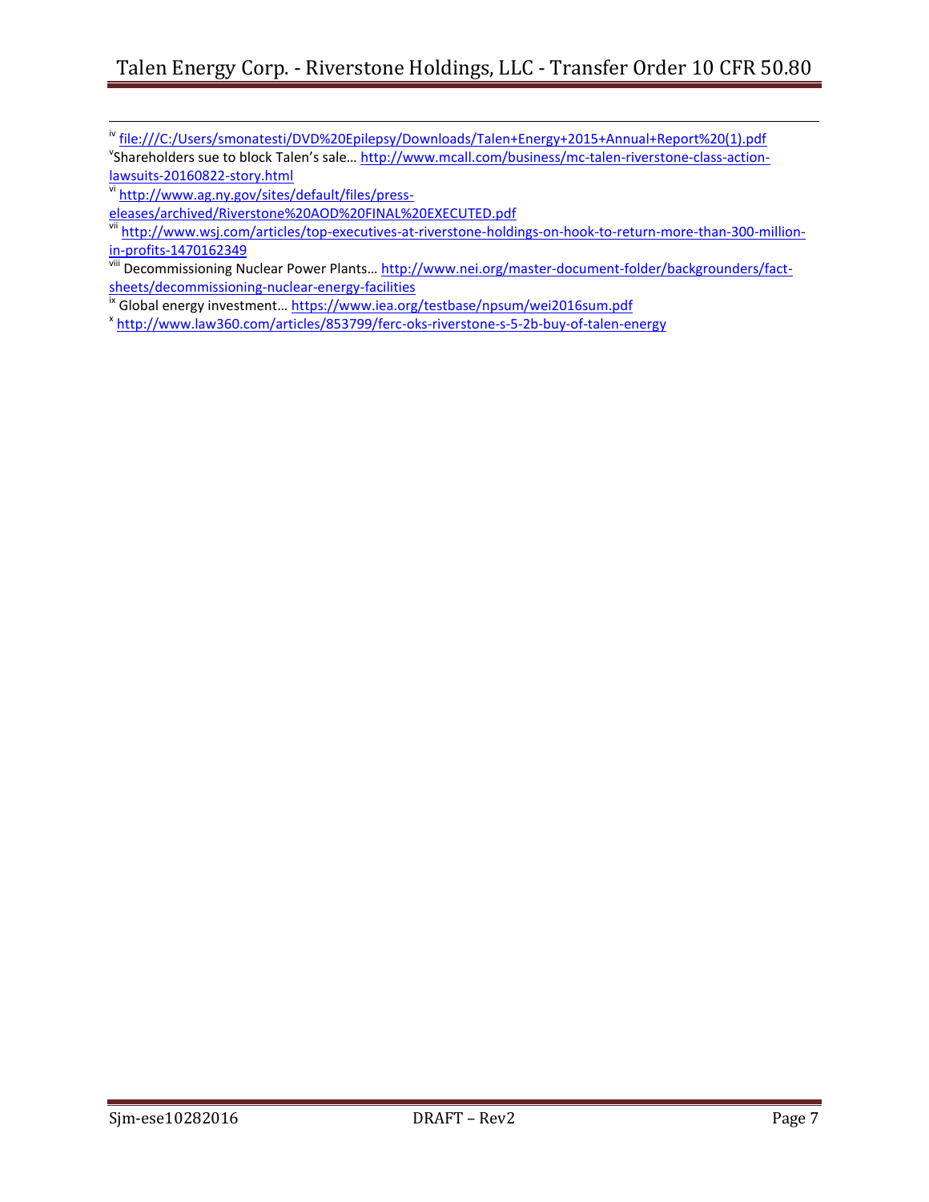---

[iv] file:///C:/Users/smonatesti/DVD%20Epilepsy/Downloads/Talen+Energy+2015+Annual+Report%20(1).pdf

[v] Shareholders sue to block Talen's sale… http://www.mcall.com/business/mc-talen-riverstone-class-action-lawsuits-20160822-story.html

[vi] http://www.ag.ny.gov/sites/default/files/press-eleases/archived/Riverstone%20AOD%20FINAL%20EXECUTED.pdf

[vii] http://www.wsj.com/articles/top-executives-at-riverstone-holdings-on-hook-to-return-more-than-300-million-in-profits-1470162349

[viii] Decommissioning Nuclear Power Plants… http://www.nei.org/master-document-folder/backgrounders/fact-sheets/decommissioning-nuclear-energy-facilities

[ix] Global energy investment… https://www.iea.org/testbase/npsum/wei2016sum.pdf

[x] http://www.law360.com/articles/853799/ferc-oks-riverstone-s-5-2b-buy-of-talen-energy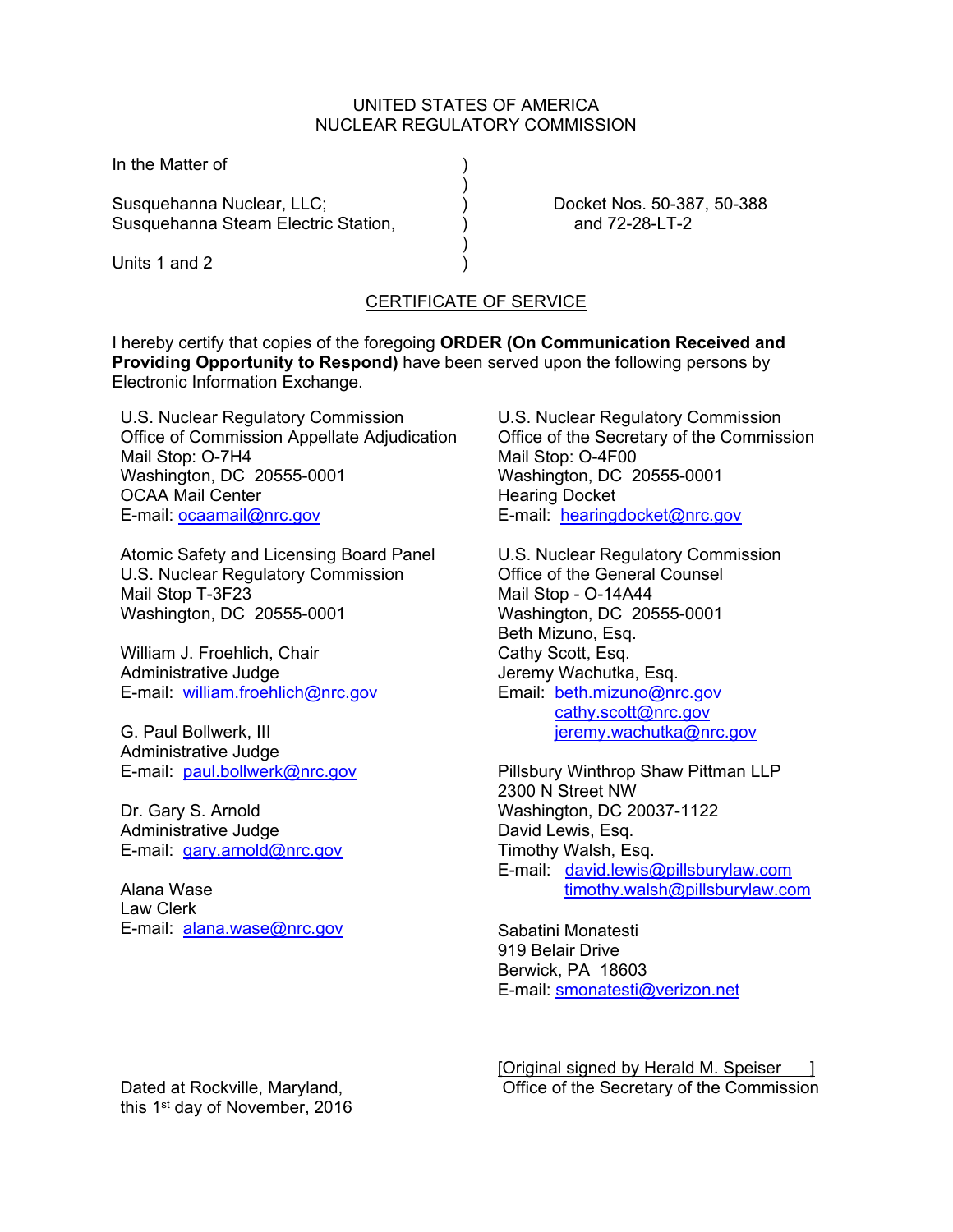UNITED STATES OF AMERICA
NUCLEAR REGULATORY COMMISSION

In the Matter of )
)
Susquehanna Nuclear, LLC; ) Docket Nos. 50-387, 50-388
Susquehanna Steam Electric Station, ) and 72-28-LT-2
)
Units 1 and 2 )

CERTIFICATE OF SERVICE

I hereby certify that copies of the foregoing **ORDER (On Communication Received and Providing Opportunity to Respond)** have been served upon the following persons by Electronic Information Exchange.

U.S. Nuclear Regulatory Commission
Office of Commission Appellate Adjudication
Mail Stop: O-7H4
Washington, DC 20555-0001
OCAA Mail Center
E-mail: ocaamail@nrc.gov

Atomic Safety and Licensing Board Panel
U.S. Nuclear Regulatory Commission
Mail Stop T-3F23
Washington, DC 20555-0001

William J. Froehlich, Chair
Administrative Judge
E-mail: william.froehlich@nrc.gov

G. Paul Bollwerk, III
Administrative Judge
E-mail: paul.bollwerk@nrc.gov

Dr. Gary S. Arnold
Administrative Judge
E-mail: gary.arnold@nrc.gov

Alana Wase
Law Clerk
E-mail: alana.wase@nrc.gov

U.S. Nuclear Regulatory Commission
Office of the Secretary of the Commission
Mail Stop: O-4F00
Washington, DC 20555-0001
Hearing Docket
E-mail: hearingdocket@nrc.gov

U.S. Nuclear Regulatory Commission
Office of the General Counsel
Mail Stop - O-14A44
Washington, DC 20555-0001
Beth Mizuno, Esq.
Cathy Scott, Esq.
Jeremy Wachutka, Esq.
Email: beth.mizuno@nrc.gov
cathy.scott@nrc.gov
jeremy.wachutka@nrc.gov

Pillsbury Winthrop Shaw Pittman LLP
2300 N Street NW
Washington, DC 20037-1122
David Lewis, Esq.
Timothy Walsh, Esq.
E-mail: david.lewis@pillsburylaw.com
timothy.walsh@pillsburylaw.com

Sabatini Monatesti
919 Belair Drive
Berwick, PA 18603
E-mail: smonatesti@verizon.net

[Original signed by Herald M. Speiser ]
Office of the Secretary of the Commission

Dated at Rockville, Maryland,
this 1st day of November, 2016